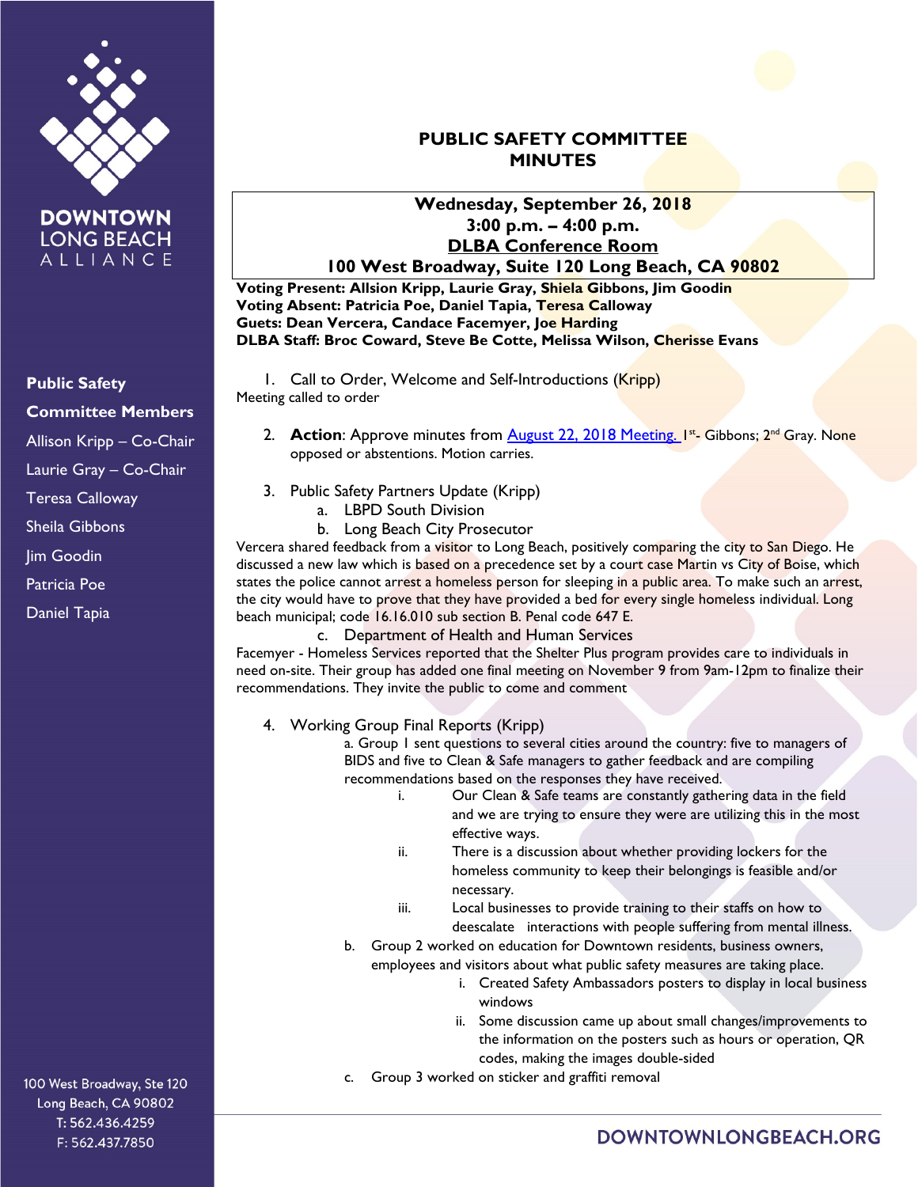DOWNTOWN LONG BEACH ALLIANCE

**Public Safety Committee Members**

Allison Kripp – Co-Chair
Laurie Gray – Co-Chair
Teresa Calloway
Sheila Gibbons
Jim Goodin
Patricia Poe
Daniel Tapia

100 West Broadway, Ste 120
Long Beach, CA 90802
T: 562.436.4259
F: 562.437.7850

# PUBLIC SAFETY COMMITTEE MINUTES

**Wednesday, September 26, 2018**
**3:00 p.m. – 4:00 p.m.**
**DLBA Conference Room**
**100 West Broadway, Suite 120 Long Beach, CA 90802**

**Voting Present: Allsion Kripp, Laurie Gray, Shiela Gibbons, Jim Goodin**
**Voting Absent: Patricia Poe, Daniel Tapia, Teresa Calloway**
**Guets: Dean Vercera, Candace Facemyer, Joe Harding**
**DLBA Staff: Broc Coward, Steve Be Cotte, Melissa Wilson, Cherisse Evans**

1. Call to Order, Welcome and Self-Introductions (Kripp)

Meeting called to order

2. **Action**: Approve minutes from August 22, 2018 Meeting. 1st- Gibbons; 2nd Gray. None opposed or abstentions. Motion carries.

3. Public Safety Partners Update (Kripp)
   a. LBPD South Division
   b. Long Beach City Prosecutor

Vercera shared feedback from a visitor to Long Beach, positively comparing the city to San Diego. He discussed a new law which is based on a precedence set by a court case Martin vs City of Boise, which states the police cannot arrest a homeless person for sleeping in a public area. To make such an arrest, the city would have to prove that they have provided a bed for every single homeless individual. Long beach municipal; code 16.16.010 sub section B. Penal code 647 E.

   c. Department of Health and Human Services

Facemyer - Homeless Services reported that the Shelter Plus program provides care to individuals in need on-site. Their group has added one final meeting on November 9 from 9am-12pm to finalize their recommendations. They invite the public to come and comment

4. Working Group Final Reports (Kripp)
   a. Group 1 sent questions to several cities around the country: five to managers of BIDS and five to Clean & Safe managers to gather feedback and are compiling recommendations based on the responses they have received.
      i. Our Clean & Safe teams are constantly gathering data in the field and we are trying to ensure they were are utilizing this in the most effective ways.
      ii. There is a discussion about whether providing lockers for the homeless community to keep their belongings is feasible and/or necessary.
      iii. Local businesses to provide training to their staffs on how to deescalate interactions with people suffering from mental illness.
   b. Group 2 worked on education for Downtown residents, business owners, employees and visitors about what public safety measures are taking place.
      i. Created Safety Ambassadors posters to display in local business windows
      ii. Some discussion came up about small changes/improvements to the information on the posters such as hours or operation, QR codes, making the images double-sided
   c. Group 3 worked on sticker and graffiti removal

DOWNTOWNLONGBEACH.ORG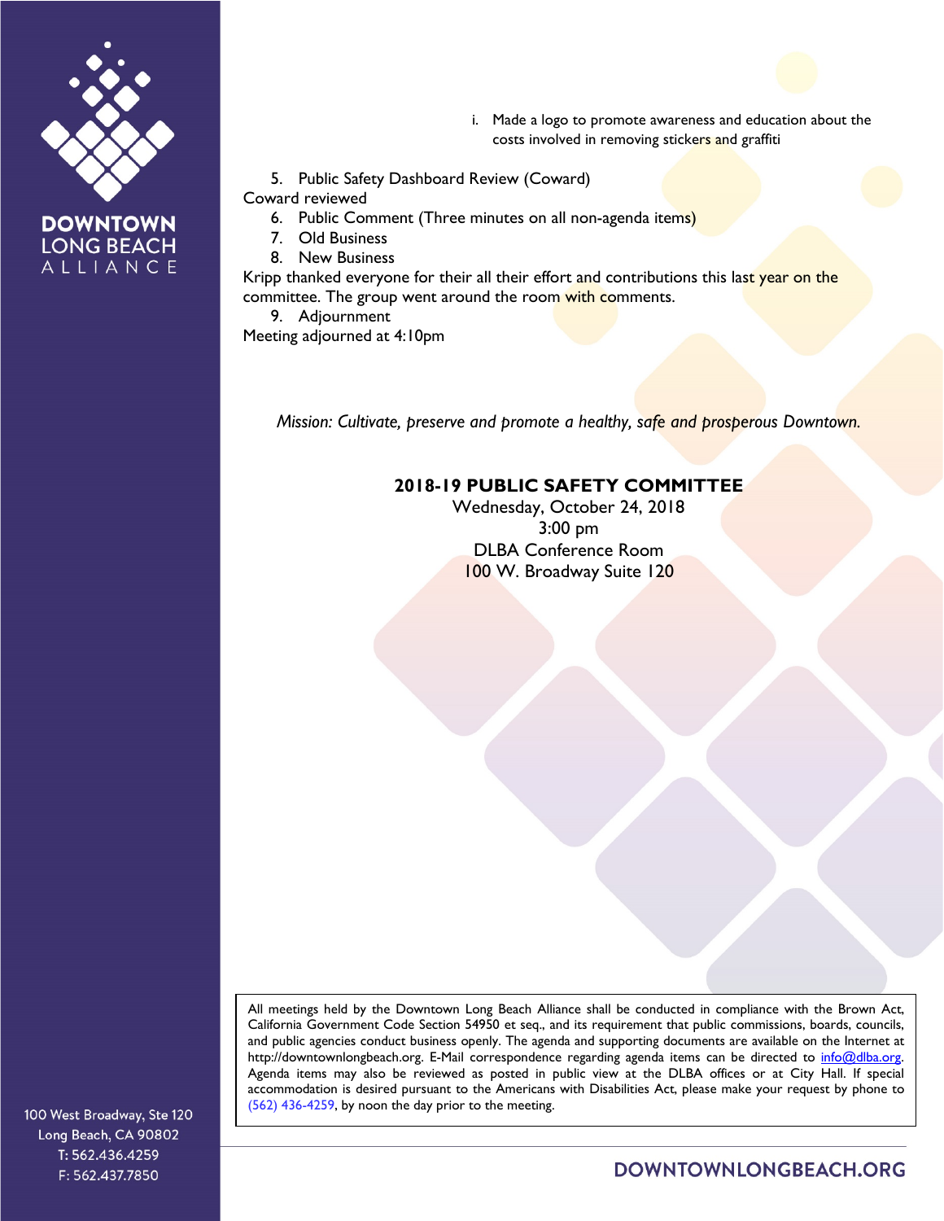i. Made a logo to promote awareness and education about the costs involved in removing stickers and graffiti

5. Public Safety Dashboard Review (Coward)

Coward reviewed

6. Public Comment (Three minutes on all non-agenda items)
7. Old Business
8. New Business

Kripp thanked everyone for their all their effort and contributions this last year on the committee. The group went around the room with comments.

9. Adjournment

Meeting adjourned at 4:10pm

*Mission: Cultivate, preserve and promote a healthy, safe and prosperous Downtown.*

**2018-19 PUBLIC SAFETY COMMITTEE**
Wednesday, October 24, 2018
3:00 pm
DLBA Conference Room
100 W. Broadway Suite 120

All meetings held by the Downtown Long Beach Alliance shall be conducted in compliance with the Brown Act, California Government Code Section 54950 et seq., and its requirement that public commissions, boards, councils, and public agencies conduct business openly. The agenda and supporting documents are available on the Internet at http://downtownlongbeach.org. E-Mail correspondence regarding agenda items can be directed to info@dlba.org. Agenda items may also be reviewed as posted in public view at the DLBA offices or at City Hall. If special accommodation is desired pursuant to the Americans with Disabilities Act, please make your request by phone to (562) 436-4259, by noon the day prior to the meeting.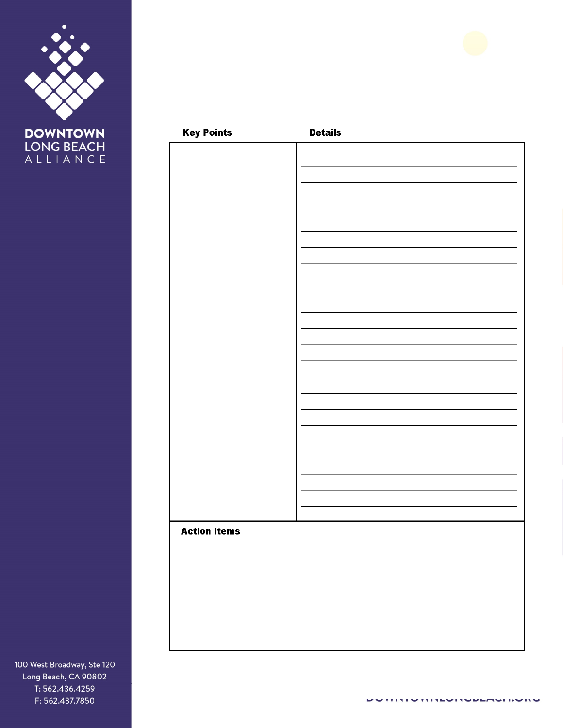DOWNTOWN
LONG BEACH
ALLIANCE

| Key Points | Details |
| --- | --- |
| | |

**Action Items**

100 West Broadway, Ste 120
Long Beach, CA 90802
T: 562.436.4259
F: 562.437.7850